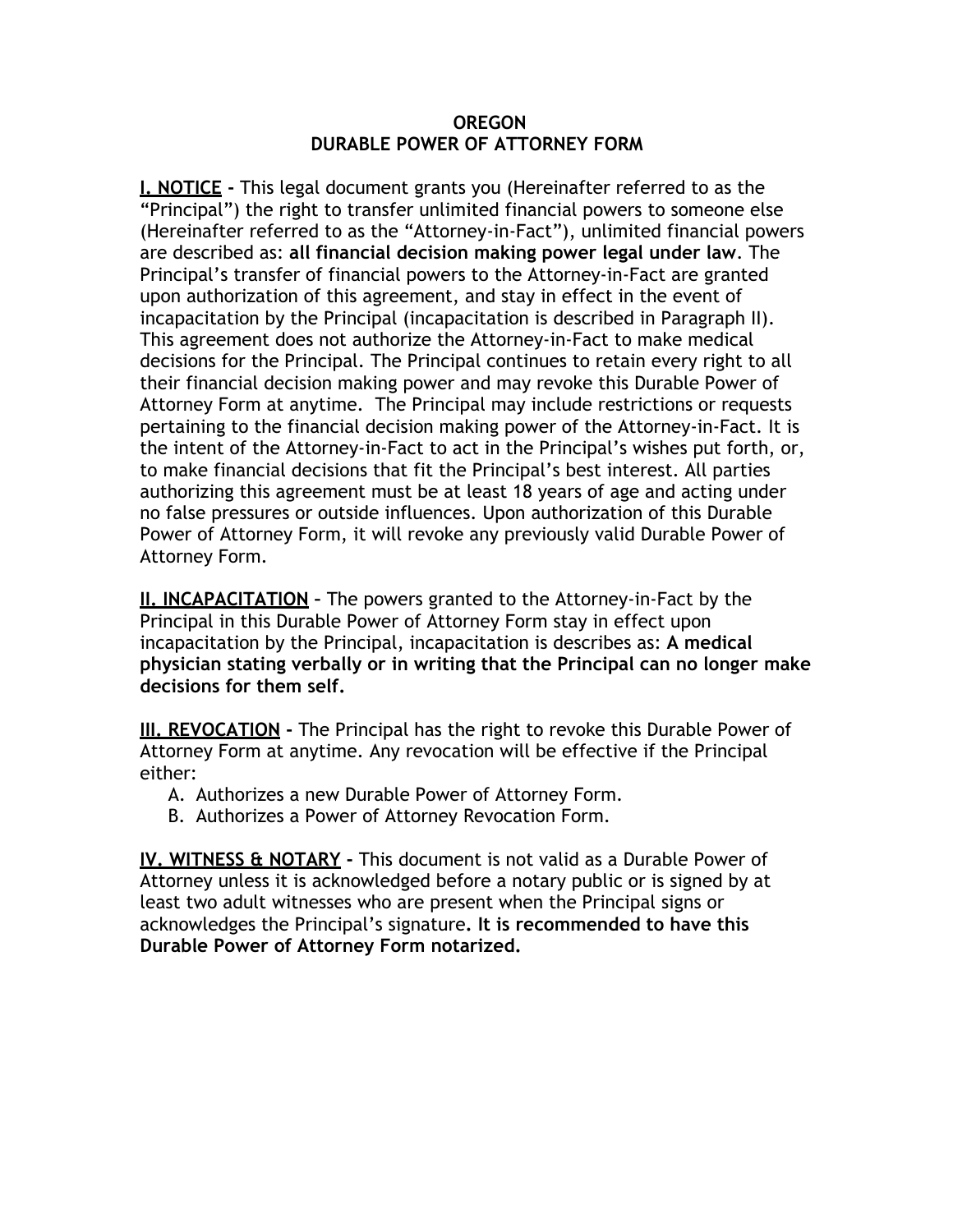# OREGON
# DURABLE POWER OF ATTORNEY FORM

**I. NOTICE -** This legal document grants you (Hereinafter referred to as the "Principal") the right to transfer unlimited financial powers to someone else (Hereinafter referred to as the "Attorney-in-Fact"), unlimited financial powers are described as: **all financial decision making power legal under law**. The Principal's transfer of financial powers to the Attorney-in-Fact are granted upon authorization of this agreement, and stay in effect in the event of incapacitation by the Principal (incapacitation is described in Paragraph II). This agreement does not authorize the Attorney-in-Fact to make medical decisions for the Principal. The Principal continues to retain every right to all their financial decision making power and may revoke this Durable Power of Attorney Form at anytime. The Principal may include restrictions or requests pertaining to the financial decision making power of the Attorney-in-Fact. It is the intent of the Attorney-in-Fact to act in the Principal's wishes put forth, or, to make financial decisions that fit the Principal's best interest. All parties authorizing this agreement must be at least 18 years of age and acting under no false pressures or outside influences. Upon authorization of this Durable Power of Attorney Form, it will revoke any previously valid Durable Power of Attorney Form.

**II. INCAPACITATION –** The powers granted to the Attorney-in-Fact by the Principal in this Durable Power of Attorney Form stay in effect upon incapacitation by the Principal, incapacitation is describes as: **A medical physician stating verbally or in writing that the Principal can no longer make decisions for them self.**

**III. REVOCATION -** The Principal has the right to revoke this Durable Power of Attorney Form at anytime. Any revocation will be effective if the Principal either:

A. Authorizes a new Durable Power of Attorney Form.
B. Authorizes a Power of Attorney Revocation Form.

**IV. WITNESS & NOTARY -** This document is not valid as a Durable Power of Attorney unless it is acknowledged before a notary public or is signed by at least two adult witnesses who are present when the Principal signs or acknowledges the Principal's signature**. It is recommended to have this Durable Power of Attorney Form notarized.**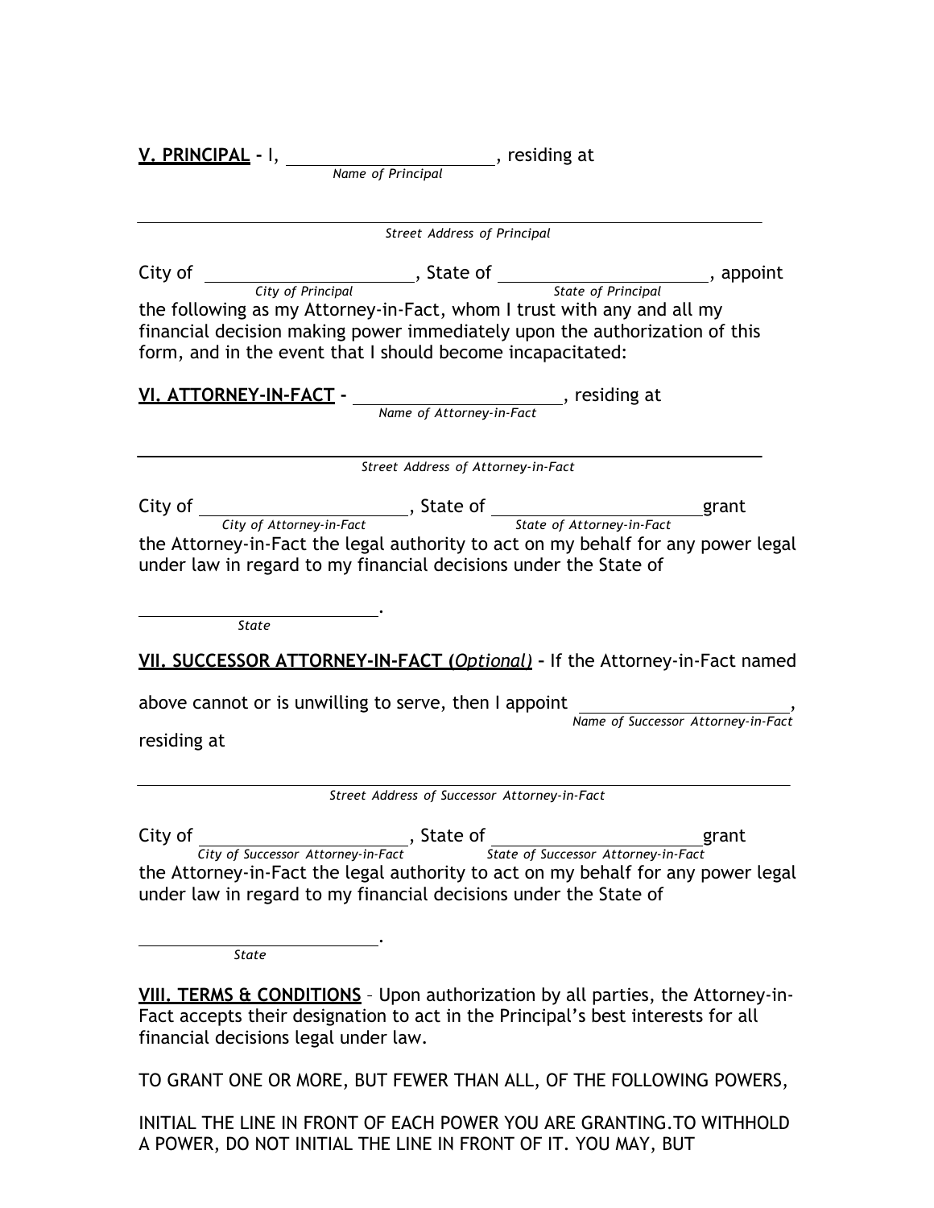**V. PRINCIPAL** - I, ______________________, residing at
*Name of Principal*

______________________________________________________________
*Street Address of Principal*

City of ______________________, State of ______________________, appoint
*City of Principal* *State of Principal*

the following as my Attorney-in-Fact, whom I trust with any and all my financial decision making power immediately upon the authorization of this form, and in the event that I should become incapacitated:

**VI. ATTORNEY-IN-FACT** - ______________________, residing at
*Name of Attorney-in-Fact*

______________________________________________________________
*Street Address of Attorney-in-Fact*

City of ______________________, State of ______________________grant
*City of Attorney-in-Fact* *State of Attorney-in-Fact*

the Attorney-in-Fact the legal authority to act on my behalf for any power legal under law in regard to my financial decisions under the State of

______________________.
*State*

**VII. SUCCESSOR ATTORNEY-IN-FACT (*Optional*)** – If the Attorney-in-Fact named

above cannot or is unwilling to serve, then I appoint ______________________,
*Name of Successor Attorney-in-Fact*

residing at

______________________________________________________________
*Street Address of Successor Attorney-in-Fact*

City of ______________________, State of ______________________grant
*City of Successor Attorney-in-Fact* *State of Successor Attorney-in-Fact*

the Attorney-in-Fact the legal authority to act on my behalf for any power legal under law in regard to my financial decisions under the State of

______________________.
*State*

**VIII. TERMS & CONDITIONS** – Upon authorization by all parties, the Attorney-in-Fact accepts their designation to act in the Principal's best interests for all financial decisions legal under law.

TO GRANT ONE OR MORE, BUT FEWER THAN ALL, OF THE FOLLOWING POWERS,

INITIAL THE LINE IN FRONT OF EACH POWER YOU ARE GRANTING.TO WITHHOLD A POWER, DO NOT INITIAL THE LINE IN FRONT OF IT. YOU MAY, BUT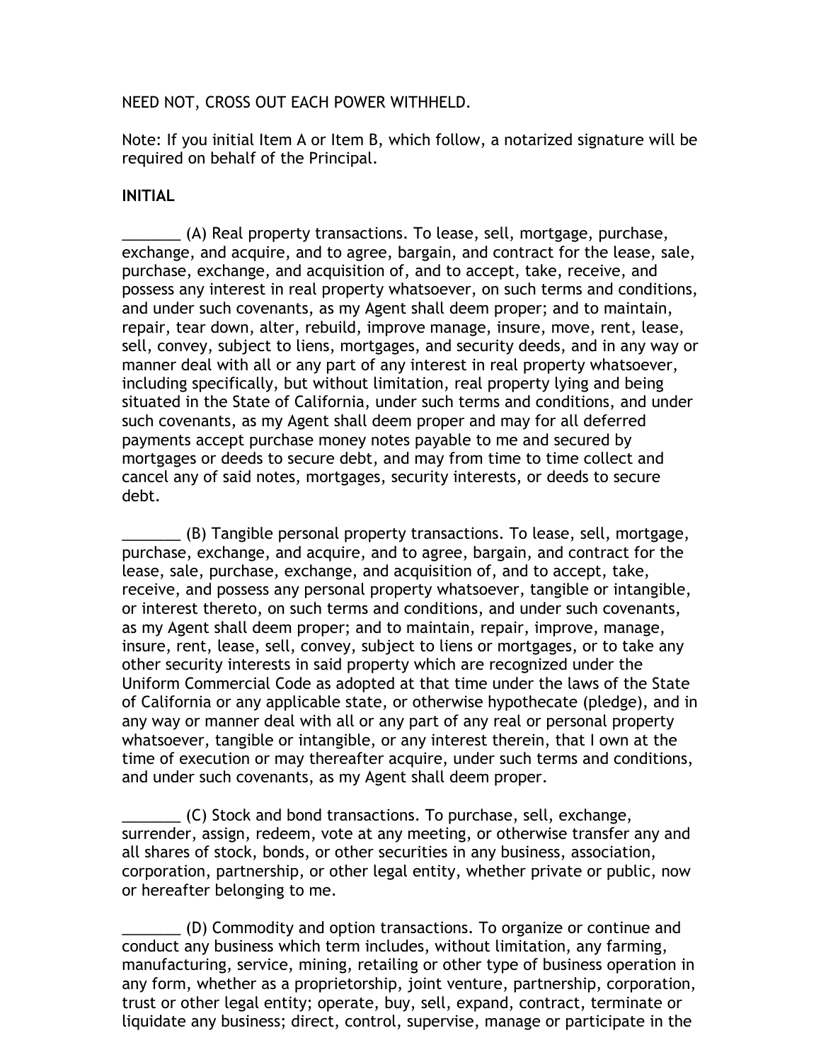NEED NOT, CROSS OUT EACH POWER WITHHELD.

Note: If you initial Item A or Item B, which follow, a notarized signature will be required on behalf of the Principal.

**INITIAL**

_______ (A) Real property transactions. To lease, sell, mortgage, purchase, exchange, and acquire, and to agree, bargain, and contract for the lease, sale, purchase, exchange, and acquisition of, and to accept, take, receive, and possess any interest in real property whatsoever, on such terms and conditions, and under such covenants, as my Agent shall deem proper; and to maintain, repair, tear down, alter, rebuild, improve manage, insure, move, rent, lease, sell, convey, subject to liens, mortgages, and security deeds, and in any way or manner deal with all or any part of any interest in real property whatsoever, including specifically, but without limitation, real property lying and being situated in the State of California, under such terms and conditions, and under such covenants, as my Agent shall deem proper and may for all deferred payments accept purchase money notes payable to me and secured by mortgages or deeds to secure debt, and may from time to time collect and cancel any of said notes, mortgages, security interests, or deeds to secure debt.

_______ (B) Tangible personal property transactions. To lease, sell, mortgage, purchase, exchange, and acquire, and to agree, bargain, and contract for the lease, sale, purchase, exchange, and acquisition of, and to accept, take, receive, and possess any personal property whatsoever, tangible or intangible, or interest thereto, on such terms and conditions, and under such covenants, as my Agent shall deem proper; and to maintain, repair, improve, manage, insure, rent, lease, sell, convey, subject to liens or mortgages, or to take any other security interests in said property which are recognized under the Uniform Commercial Code as adopted at that time under the laws of the State of California or any applicable state, or otherwise hypothecate (pledge), and in any way or manner deal with all or any part of any real or personal property whatsoever, tangible or intangible, or any interest therein, that I own at the time of execution or may thereafter acquire, under such terms and conditions, and under such covenants, as my Agent shall deem proper.

_______ (C) Stock and bond transactions. To purchase, sell, exchange, surrender, assign, redeem, vote at any meeting, or otherwise transfer any and all shares of stock, bonds, or other securities in any business, association, corporation, partnership, or other legal entity, whether private or public, now or hereafter belonging to me.

_______ (D) Commodity and option transactions. To organize or continue and conduct any business which term includes, without limitation, any farming, manufacturing, service, mining, retailing or other type of business operation in any form, whether as a proprietorship, joint venture, partnership, corporation, trust or other legal entity; operate, buy, sell, expand, contract, terminate or liquidate any business; direct, control, supervise, manage or participate in the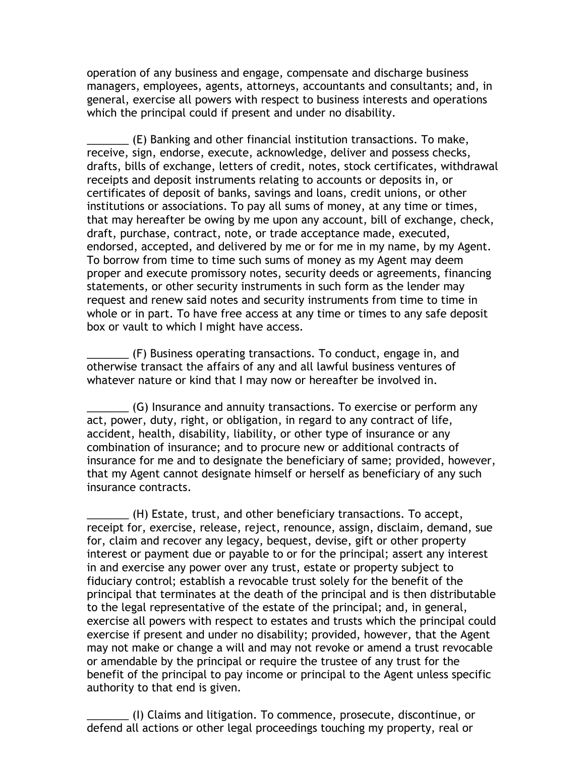operation of any business and engage, compensate and discharge business managers, employees, agents, attorneys, accountants and consultants; and, in general, exercise all powers with respect to business interests and operations which the principal could if present and under no disability.

_______ (E) Banking and other financial institution transactions. To make, receive, sign, endorse, execute, acknowledge, deliver and possess checks, drafts, bills of exchange, letters of credit, notes, stock certificates, withdrawal receipts and deposit instruments relating to accounts or deposits in, or certificates of deposit of banks, savings and loans, credit unions, or other institutions or associations. To pay all sums of money, at any time or times, that may hereafter be owing by me upon any account, bill of exchange, check, draft, purchase, contract, note, or trade acceptance made, executed, endorsed, accepted, and delivered by me or for me in my name, by my Agent. To borrow from time to time such sums of money as my Agent may deem proper and execute promissory notes, security deeds or agreements, financing statements, or other security instruments in such form as the lender may request and renew said notes and security instruments from time to time in whole or in part. To have free access at any time or times to any safe deposit box or vault to which I might have access.

_______ (F) Business operating transactions. To conduct, engage in, and otherwise transact the affairs of any and all lawful business ventures of whatever nature or kind that I may now or hereafter be involved in.

_______ (G) Insurance and annuity transactions. To exercise or perform any act, power, duty, right, or obligation, in regard to any contract of life, accident, health, disability, liability, or other type of insurance or any combination of insurance; and to procure new or additional contracts of insurance for me and to designate the beneficiary of same; provided, however, that my Agent cannot designate himself or herself as beneficiary of any such insurance contracts.

_______ (H) Estate, trust, and other beneficiary transactions. To accept, receipt for, exercise, release, reject, renounce, assign, disclaim, demand, sue for, claim and recover any legacy, bequest, devise, gift or other property interest or payment due or payable to or for the principal; assert any interest in and exercise any power over any trust, estate or property subject to fiduciary control; establish a revocable trust solely for the benefit of the principal that terminates at the death of the principal and is then distributable to the legal representative of the estate of the principal; and, in general, exercise all powers with respect to estates and trusts which the principal could exercise if present and under no disability; provided, however, that the Agent may not make or change a will and may not revoke or amend a trust revocable or amendable by the principal or require the trustee of any trust for the benefit of the principal to pay income or principal to the Agent unless specific authority to that end is given.

_______ (I) Claims and litigation. To commence, prosecute, discontinue, or defend all actions or other legal proceedings touching my property, real or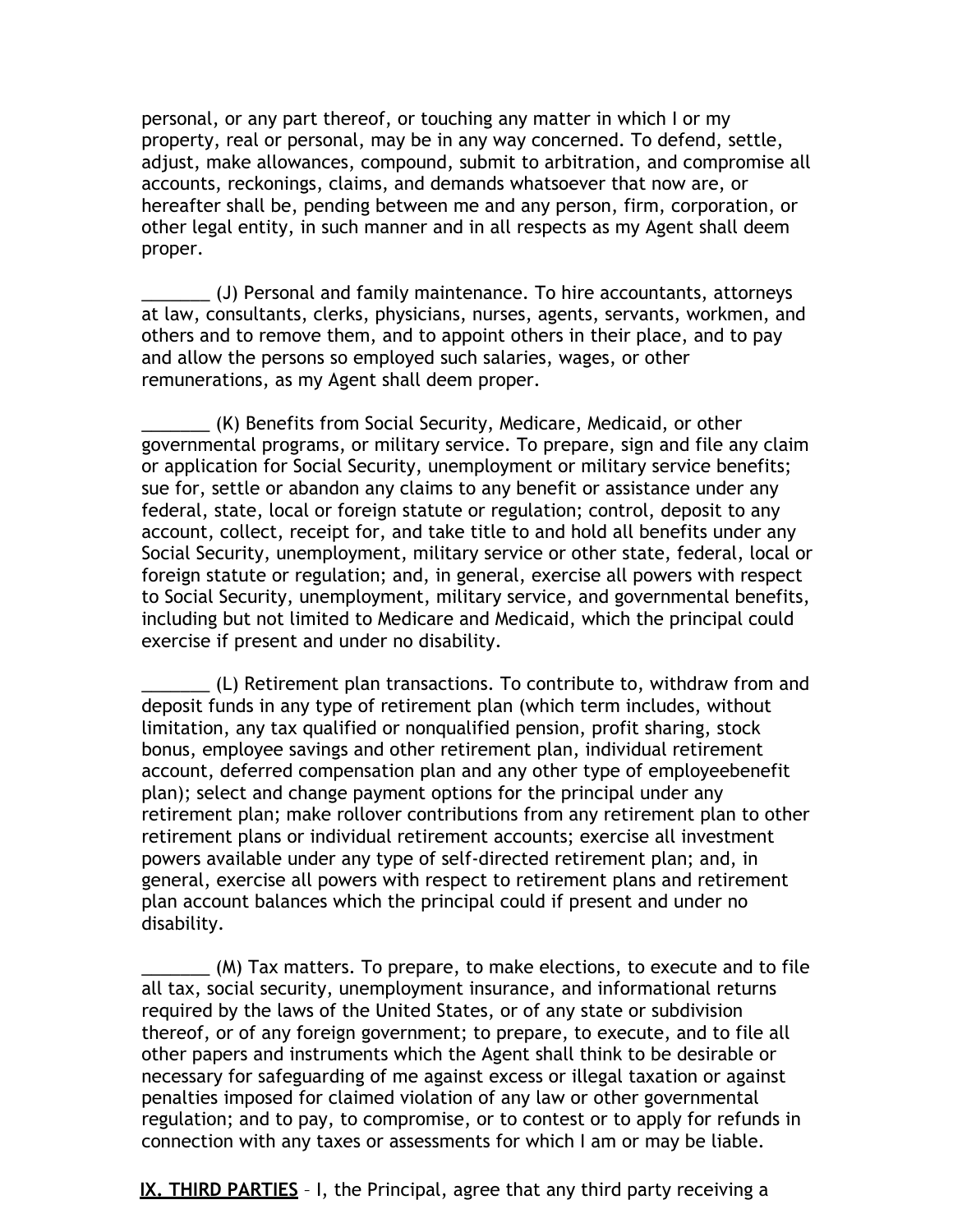personal, or any part thereof, or touching any matter in which I or my property, real or personal, may be in any way concerned. To defend, settle, adjust, make allowances, compound, submit to arbitration, and compromise all accounts, reckonings, claims, and demands whatsoever that now are, or hereafter shall be, pending between me and any person, firm, corporation, or other legal entity, in such manner and in all respects as my Agent shall deem proper.

_______ (J) Personal and family maintenance. To hire accountants, attorneys at law, consultants, clerks, physicians, nurses, agents, servants, workmen, and others and to remove them, and to appoint others in their place, and to pay and allow the persons so employed such salaries, wages, or other remunerations, as my Agent shall deem proper.

_______ (K) Benefits from Social Security, Medicare, Medicaid, or other governmental programs, or military service. To prepare, sign and file any claim or application for Social Security, unemployment or military service benefits; sue for, settle or abandon any claims to any benefit or assistance under any federal, state, local or foreign statute or regulation; control, deposit to any account, collect, receipt for, and take title to and hold all benefits under any Social Security, unemployment, military service or other state, federal, local or foreign statute or regulation; and, in general, exercise all powers with respect to Social Security, unemployment, military service, and governmental benefits, including but not limited to Medicare and Medicaid, which the principal could exercise if present and under no disability.

_______ (L) Retirement plan transactions. To contribute to, withdraw from and deposit funds in any type of retirement plan (which term includes, without limitation, any tax qualified or nonqualified pension, profit sharing, stock bonus, employee savings and other retirement plan, individual retirement account, deferred compensation plan and any other type of employeebenefit plan); select and change payment options for the principal under any retirement plan; make rollover contributions from any retirement plan to other retirement plans or individual retirement accounts; exercise all investment powers available under any type of self-directed retirement plan; and, in general, exercise all powers with respect to retirement plans and retirement plan account balances which the principal could if present and under no disability.

_______ (M) Tax matters. To prepare, to make elections, to execute and to file all tax, social security, unemployment insurance, and informational returns required by the laws of the United States, or of any state or subdivision thereof, or of any foreign government; to prepare, to execute, and to file all other papers and instruments which the Agent shall think to be desirable or necessary for safeguarding of me against excess or illegal taxation or against penalties imposed for claimed violation of any law or other governmental regulation; and to pay, to compromise, or to contest or to apply for refunds in connection with any taxes or assessments for which I am or may be liable.

**IX. THIRD PARTIES** – I, the Principal, agree that any third party receiving a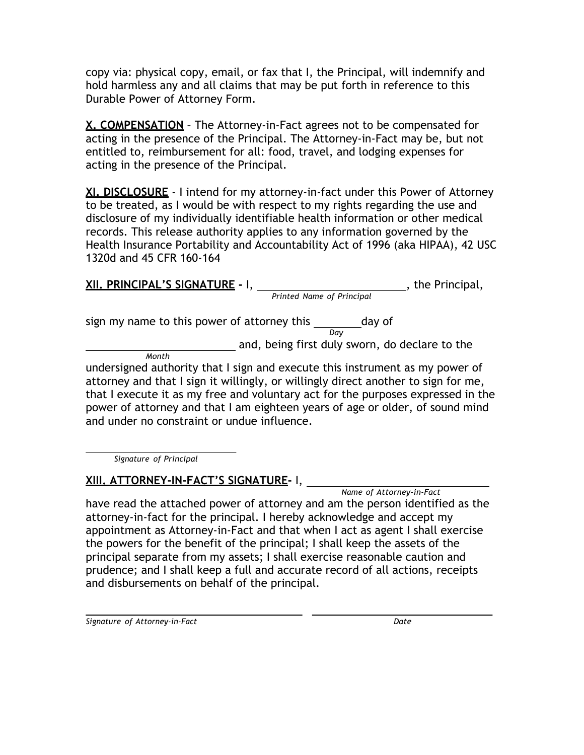copy via: physical copy, email, or fax that I, the Principal, will indemnify and hold harmless any and all claims that may be put forth in reference to this Durable Power of Attorney Form.

**X. COMPENSATION** – The Attorney-in-Fact agrees not to be compensated for acting in the presence of the Principal. The Attorney-in-Fact may be, but not entitled to, reimbursement for all: food, travel, and lodging expenses for acting in the presence of the Principal.

**XI. DISCLOSURE** - I intend for my attorney-in-fact under this Power of Attorney to be treated, as I would be with respect to my rights regarding the use and disclosure of my individually identifiable health information or other medical records. This release authority applies to any information governed by the Health Insurance Portability and Accountability Act of 1996 (aka HIPAA), 42 USC 1320d and 45 CFR 160-164

**XII. PRINCIPAL'S SIGNATURE -** I, ___________________________, the Principal,
*Printed Name of Principal*

sign my name to this power of attorney this ________ day of
*Day*

___________________________ and, being first duly sworn, do declare to the
*Month*

undersigned authority that I sign and execute this instrument as my power of attorney and that I sign it willingly, or willingly direct another to sign for me, that I execute it as my free and voluntary act for the purposes expressed in the power of attorney and that I am eighteen years of age or older, of sound mind and under no constraint or undue influence.

___________________________
*Signature of Principal*

**XIII. ATTORNEY-IN-FACT'S SIGNATURE-** I, ___________________________
*Name of Attorney-in-Fact*

have read the attached power of attorney and am the person identified as the attorney-in-fact for the principal. I hereby acknowledge and accept my appointment as Attorney-in-Fact and that when I act as agent I shall exercise the powers for the benefit of the principal; I shall keep the assets of the principal separate from my assets; I shall exercise reasonable caution and prudence; and I shall keep a full and accurate record of all actions, receipts and disbursements on behalf of the principal.

___________________________ ___________________________
*Signature of Attorney-in-Fact* *Date*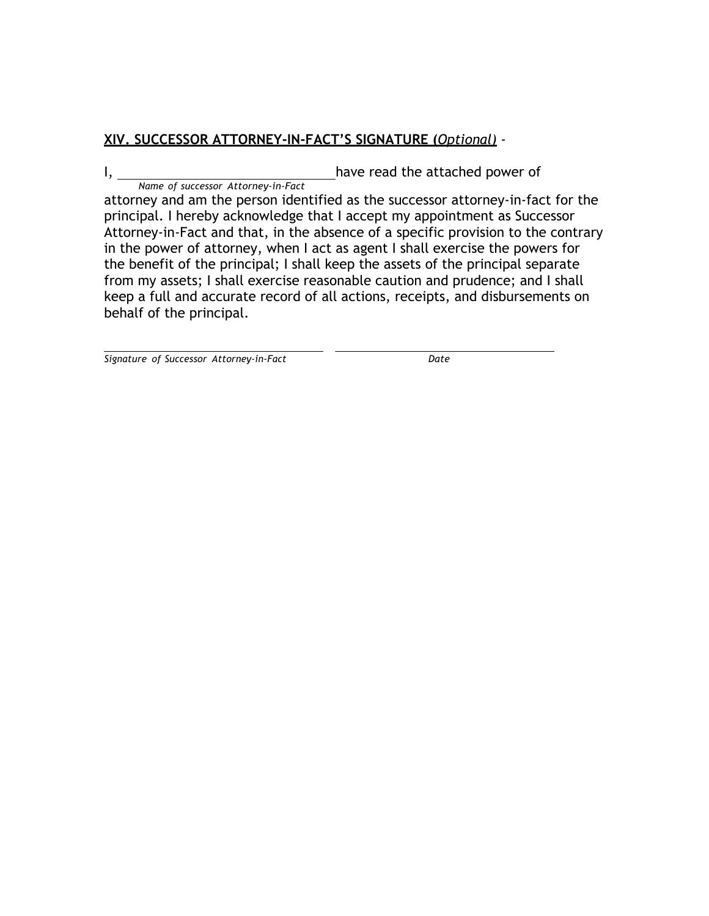**XIV. SUCCESSOR ATTORNEY-IN-FACT'S SIGNATURE (*Optional*)** -

I, ______________________________ have read the attached power of
*Name of successor Attorney-in-Fact*

attorney and am the person identified as the successor attorney-in-fact for the principal. I hereby acknowledge that I accept my appointment as Successor Attorney-in-Fact and that, in the absence of a specific provision to the contrary in the power of attorney, when I act as agent I shall exercise the powers for the benefit of the principal; I shall keep the assets of the principal separate from my assets; I shall exercise reasonable caution and prudence; and I shall keep a full and accurate record of all actions, receipts, and disbursements on behalf of the principal.

______________________________ ______________________________
*Signature of Successor Attorney-in-Fact* *Date*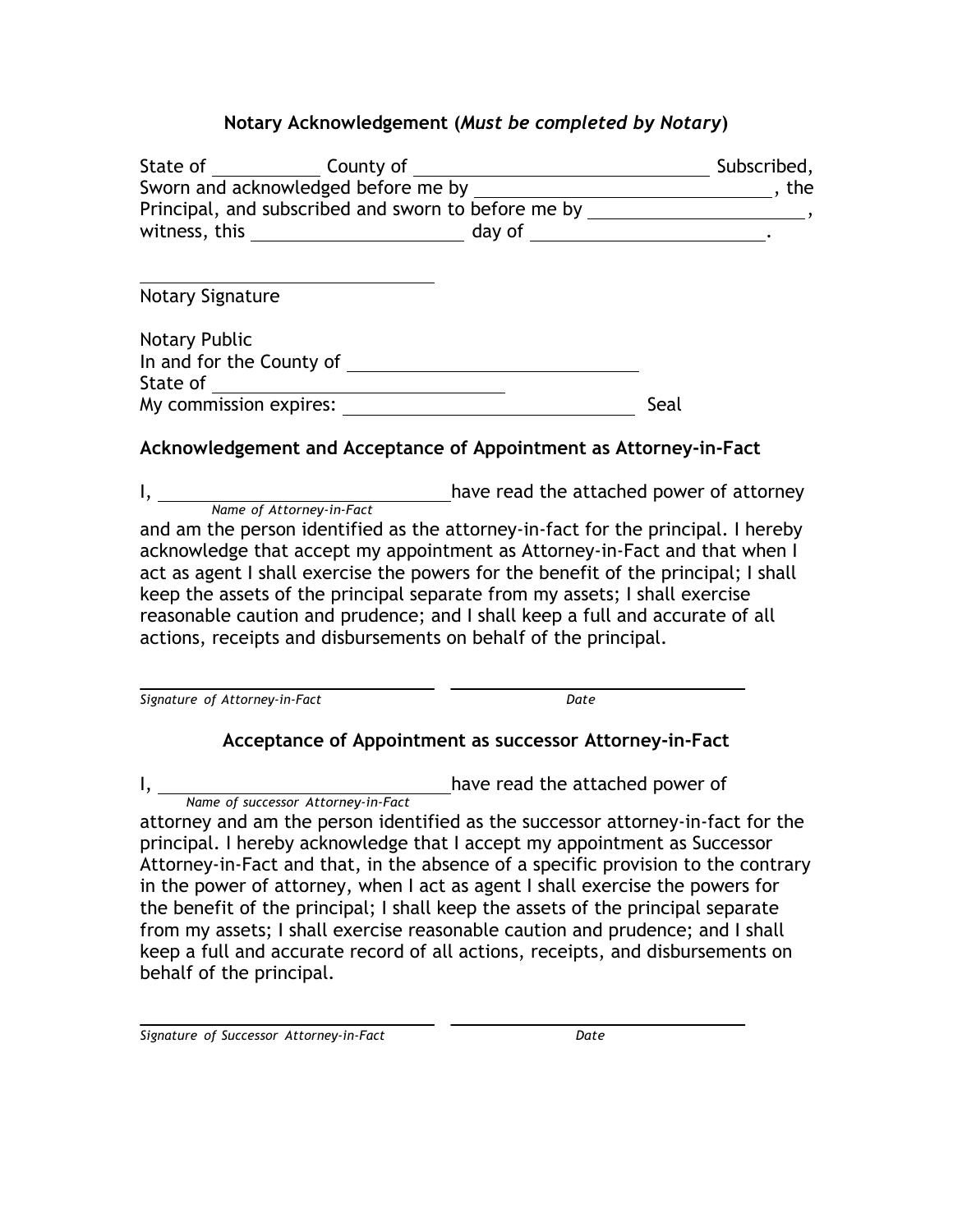## Notary Acknowledgement (*Must be completed by Notary*)

State of \_\_\_\_\_\_\_\_\_\_ County of \_\_\_\_\_\_\_\_\_\_\_\_\_\_\_\_\_\_\_\_\_\_\_\_\_\_\_\_ Subscribed, Sworn and acknowledged before me by \_\_\_\_\_\_\_\_\_\_\_\_\_\_\_\_\_\_\_\_\_\_\_\_\_\_\_\_\_\_, the Principal, and subscribed and sworn to before me by \_\_\_\_\_\_\_\_\_\_\_\_\_\_\_\_\_\_\_\_\_\_, witness, this \_\_\_\_\_\_\_\_\_\_\_\_\_\_\_\_\_\_\_\_ day of \_\_\_\_\_\_\_\_\_\_\_\_\_\_\_\_\_\_\_\_\_\_.

\_\_\_\_\_\_\_\_\_\_\_\_\_\_\_\_\_\_\_\_\_\_\_\_\_\_\_\_\_\_
Notary Signature

Notary Public
In and for the County of \_\_\_\_\_\_\_\_\_\_\_\_\_\_\_\_\_\_\_\_\_\_\_\_\_\_\_\_\_\_
State of \_\_\_\_\_\_\_\_\_\_\_\_\_\_\_\_\_\_\_\_\_\_\_\_\_\_\_\_\_\_
My commission expires: \_\_\_\_\_\_\_\_\_\_\_\_\_\_\_\_\_\_\_\_\_\_\_\_\_\_\_\_\_\_ Seal

### Acknowledgement and Acceptance of Appointment as Attorney-in-Fact

I, \_\_\_\_\_\_\_\_\_\_\_\_\_\_\_\_\_\_\_\_\_\_\_\_\_\_\_\_\_\_ have read the attached power of attorney
*Name of Attorney-in-Fact*

and am the person identified as the attorney-in-fact for the principal. I hereby acknowledge that accept my appointment as Attorney-in-Fact and that when I act as agent I shall exercise the powers for the benefit of the principal; I shall keep the assets of the principal separate from my assets; I shall exercise reasonable caution and prudence; and I shall keep a full and accurate of all actions, receipts and disbursements on behalf of the principal.

\_\_\_\_\_\_\_\_\_\_\_\_\_\_\_\_\_\_\_\_\_\_\_\_\_\_\_\_\_\_ \_\_\_\_\_\_\_\_\_\_\_\_\_\_\_\_\_\_\_\_\_\_\_\_\_\_\_\_\_\_
*Signature of Attorney-in-Fact* *Date*

### Acceptance of Appointment as successor Attorney-in-Fact

I, \_\_\_\_\_\_\_\_\_\_\_\_\_\_\_\_\_\_\_\_\_\_\_\_\_\_\_\_\_\_ have read the attached power of
*Name of successor Attorney-in-Fact*

attorney and am the person identified as the successor attorney-in-fact for the principal. I hereby acknowledge that I accept my appointment as Successor Attorney-in-Fact and that, in the absence of a specific provision to the contrary in the power of attorney, when I act as agent I shall exercise the powers for the benefit of the principal; I shall keep the assets of the principal separate from my assets; I shall exercise reasonable caution and prudence; and I shall keep a full and accurate record of all actions, receipts, and disbursements on behalf of the principal.

\_\_\_\_\_\_\_\_\_\_\_\_\_\_\_\_\_\_\_\_\_\_\_\_\_\_\_\_\_\_ \_\_\_\_\_\_\_\_\_\_\_\_\_\_\_\_\_\_\_\_\_\_\_\_\_\_\_\_\_\_
*Signature of Successor Attorney-in-Fact* *Date*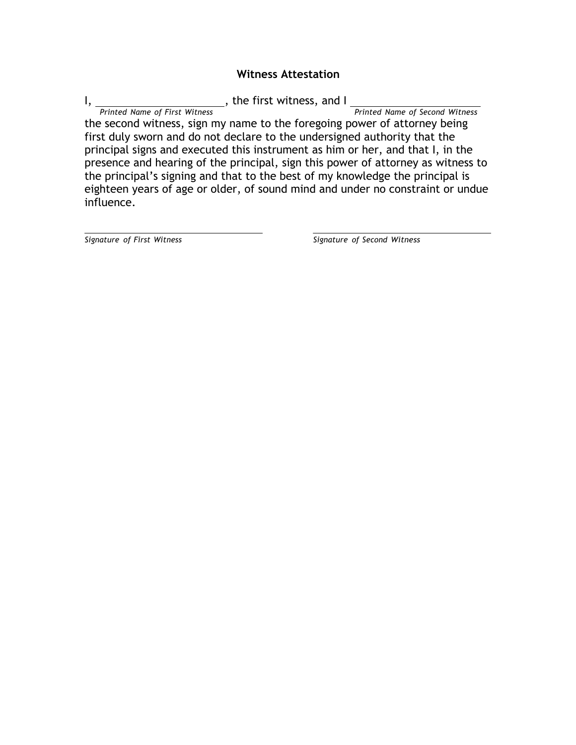## Witness Attestation

I, ______________________ , the first witness, and I ______________________
*Printed Name of First Witness* *Printed Name of Second Witness*

the second witness, sign my name to the foregoing power of attorney being first duly sworn and do not declare to the undersigned authority that the principal signs and executed this instrument as him or her, and that I, in the presence and hearing of the principal, sign this power of attorney as witness to the principal's signing and that to the best of my knowledge the principal is eighteen years of age or older, of sound mind and under no constraint or undue influence.

______________________________ ______________________________
*Signature of First Witness* *Signature of Second Witness*